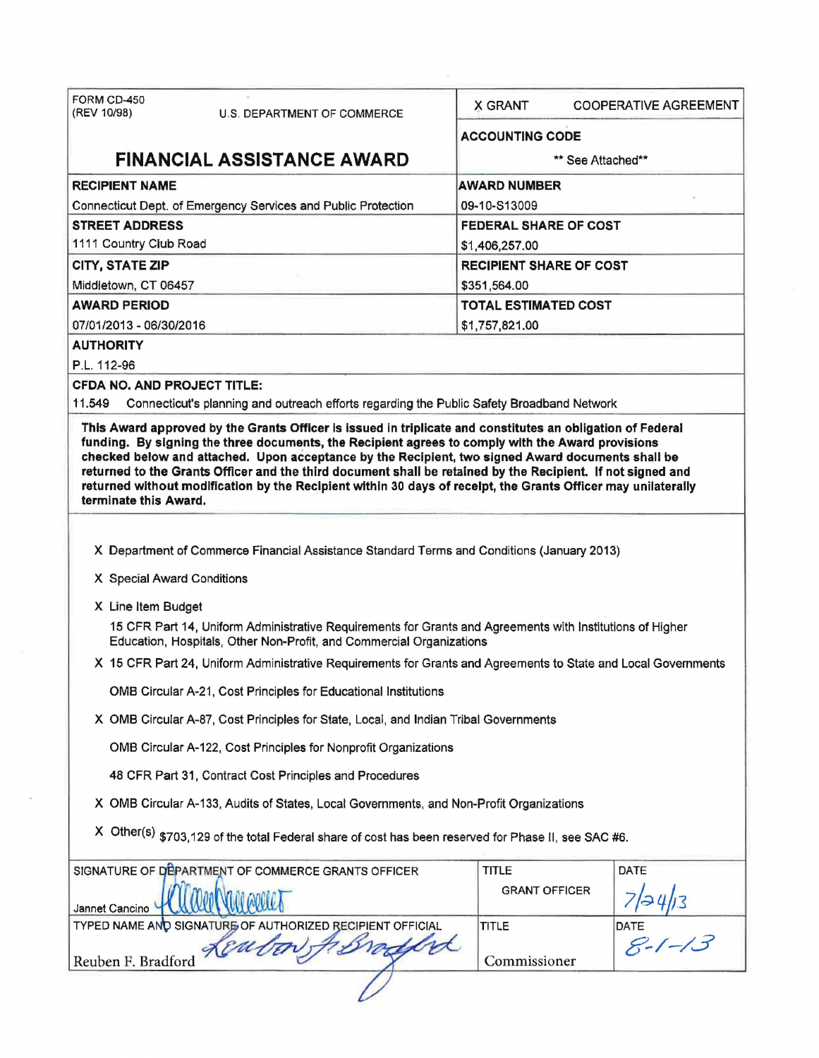| FORM CD-450 (REV 10/98) U.S. DEPARTMENT OF COMMERCE | X GRANT COOPERATIVE AGREEMENT |
|---|---|
| **FINANCIAL ASSISTANCE AWARD** | **ACCOUNTING CODE** ** See Attached** |
| **RECIPIENT NAME** Connecticut Dept. of Emergency Services and Public Protection | **AWARD NUMBER** 09-10-S13009 |
| **STREET ADDRESS** 1111 Country Club Road | **FEDERAL SHARE OF COST** $1,406,257.00 |
| **CITY, STATE ZIP** Middletown, CT 06457 | **RECIPIENT SHARE OF COST** $351,564.00 |
| **AWARD PERIOD** 07/01/2013 - 06/30/2016 | **TOTAL ESTIMATED COST** $1,757,821.00 |

**AUTHORITY**

P.L. 112-96

**CFDA NO. AND PROJECT TITLE:**

11.549 Connecticut's planning and outreach efforts regarding the Public Safety Broadband Network

**This Award approved by the Grants Officer is issued in triplicate and constitutes an obligation of Federal funding. By signing the three documents, the Recipient agrees to comply with the Award provisions checked below and attached. Upon acceptance by the Recipient, two signed Award documents shall be returned to the Grants Officer and the third document shall be retained by the Recipient. If not signed and returned without modification by the Recipient within 30 days of receipt, the Grants Officer may unilaterally terminate this Award.**

X Department of Commerce Financial Assistance Standard Terms and Conditions (January 2013)

X Special Award Conditions

X Line Item Budget

15 CFR Part 14, Uniform Administrative Requirements for Grants and Agreements with Institutions of Higher Education, Hospitals, Other Non-Profit, and Commercial Organizations

X 15 CFR Part 24, Uniform Administrative Requirements for Grants and Agreements to State and Local Governments

OMB Circular A-21, Cost Principles for Educational Institutions

X OMB Circular A-87, Cost Principles for State, Local, and Indian Tribal Governments

OMB Circular A-122, Cost Principles for Nonprofit Organizations

48 CFR Part 31, Contract Cost Principles and Procedures

X OMB Circular A-133, Audits of States, Local Governments, and Non-Profit Organizations

X Other(s) $703,129 of the total Federal share of cost has been reserved for Phase II, see SAC #6.

| SIGNATURE OF DEPARTMENT OF COMMERCE GRANTS OFFICER | TITLE | DATE |
|---|---|---|
| Jannet Cancino | GRANT OFFICER | 7/24/13 |
| **TYPED NAME AND SIGNATURE OF AUTHORIZED RECIPIENT OFFICIAL** | **TITLE** | **DATE** |
| Reuben F. Bradford | Commissioner | 8-1-13 |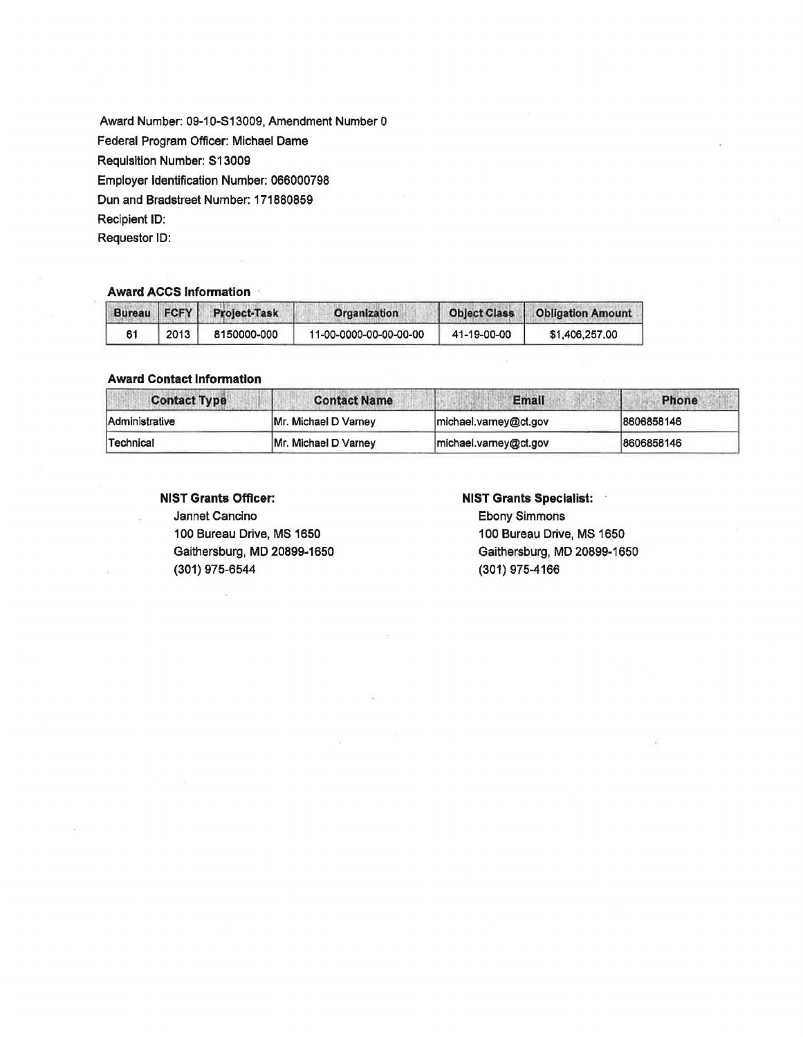Award Number: 09-10-S13009, Amendment Number 0

Federal Program Officer: Michael Dame

Requisition Number: S13009

Employer Identification Number: 066000798

Dun and Bradstreet Number: 171880859

Recipient ID:

Requestor ID:

**Award ACCS Information**

| Bureau | FCFY | Project-Task | Organization | Object Class | Obligation Amount |
| --- | --- | --- | --- | --- | --- |
| 61 | 2013 | 8150000-000 | 11-00-0000-00-00-00-00 | 41-19-00-00 | $1,406,257.00 |

**Award Contact Information**

| Contact Type | Contact Name | Email | Phone |
| --- | --- | --- | --- |
| Administrative | Mr. Michael D Varney | michael.varney@ct.gov | 8606858146 |
| Technical | Mr. Michael D Varney | michael.varney@ct.gov | 8606858146 |

**NIST Grants Officer:**

Jannet Cancino
100 Bureau Drive, MS 1650
Gaithersburg, MD 20899-1650
(301) 975-6544

**NIST Grants Specialist:**

Ebony Simmons
100 Bureau Drive, MS 1650
Gaithersburg, MD 20899-1650
(301) 975-4166